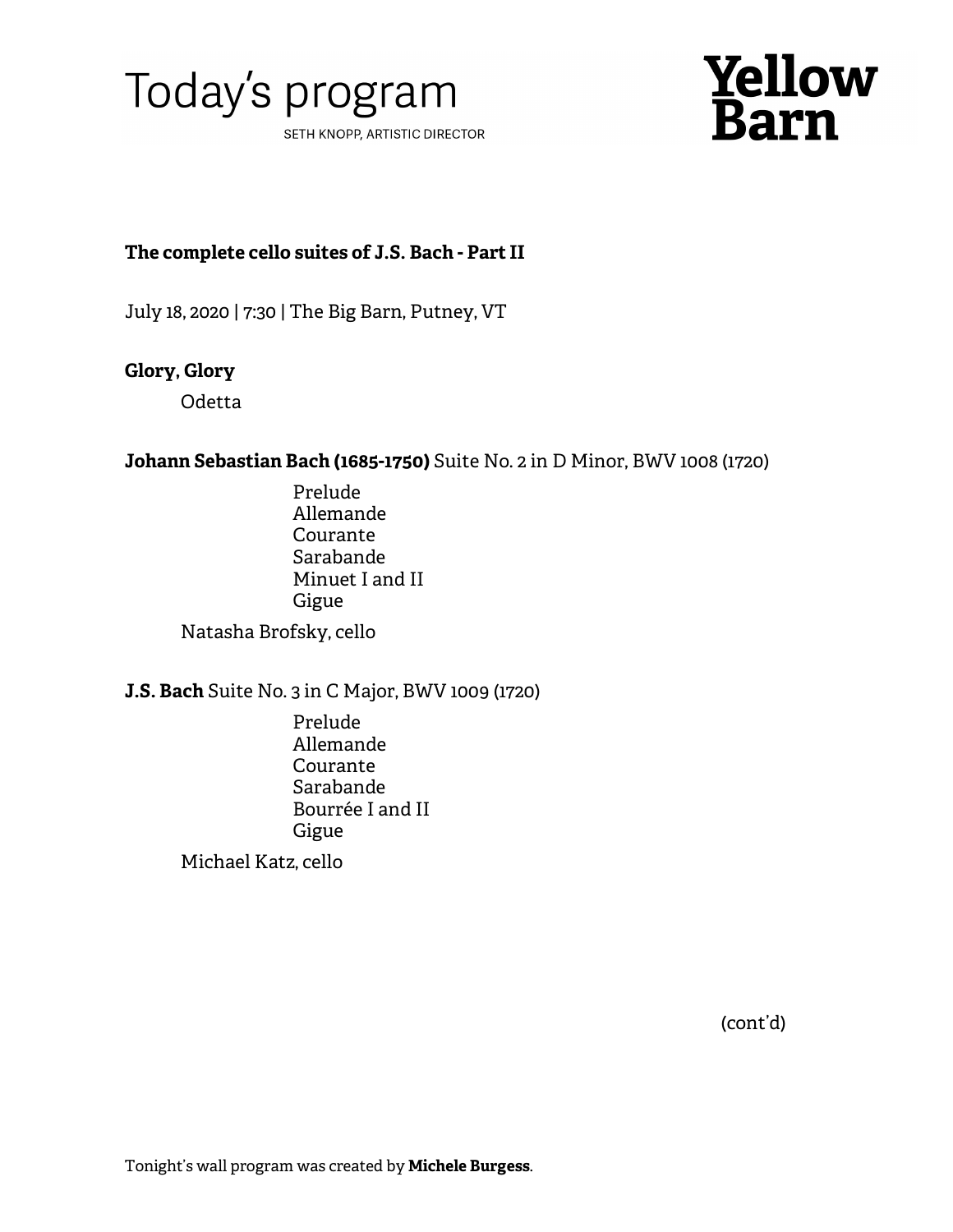# Today's program

SETH KNOPP, ARTISTIC DIRECTOR

**Yellow Barn**

**The complete cello suites of J.S. Bach - Part II**

July 18, 2020 | 7:30 | The Big Barn, Putney, VT

**Glory, Glory**

Odetta

**Johann Sebastian Bach (1685-1750)** Suite No. 2 in D Minor, BWV 1008 (1720)

Prelude
Allemande
Courante
Sarabande
Minuet I and II
Gigue

Natasha Brofsky, cello

**J.S. Bach** Suite No. 3 in C Major, BWV 1009 (1720)

Prelude
Allemande
Courante
Sarabande
Bourrée I and II
Gigue

Michael Katz, cello

(cont'd)

Tonight's wall program was created by **Michele Burgess**.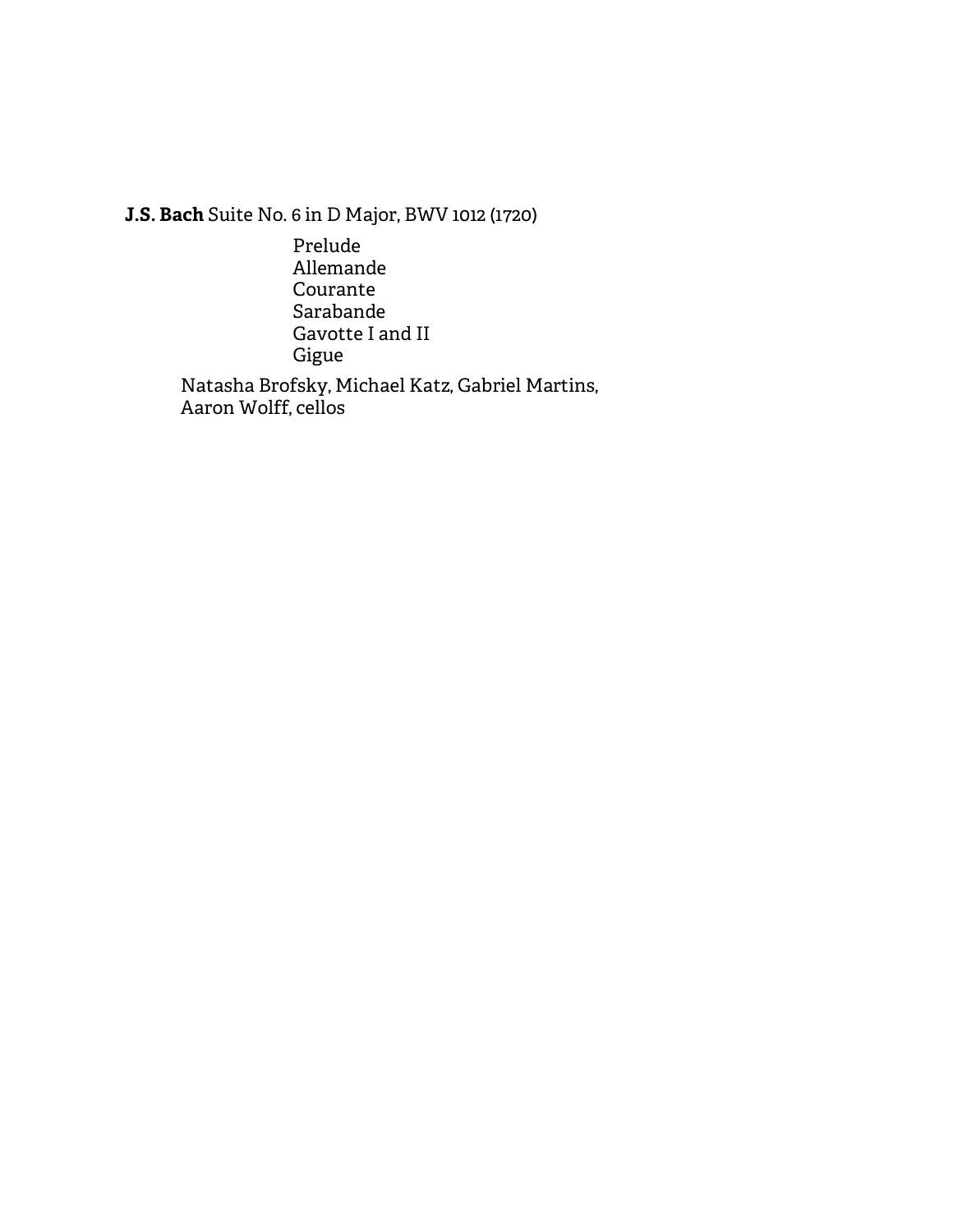**J.S. Bach** Suite No. 6 in D Major, BWV 1012 (1720)

Prelude
Allemande
Courante
Sarabande
Gavotte I and II
Gigue

Natasha Brofsky, Michael Katz, Gabriel Martins,
Aaron Wolff, cellos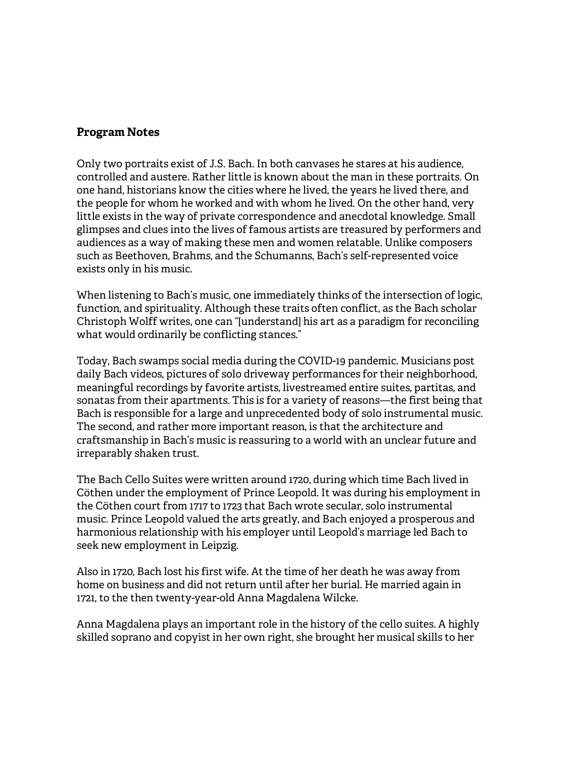## Program Notes

Only two portraits exist of J.S. Bach. In both canvases he stares at his audience, controlled and austere. Rather little is known about the man in these portraits. On one hand, historians know the cities where he lived, the years he lived there, and the people for whom he worked and with whom he lived. On the other hand, very little exists in the way of private correspondence and anecdotal knowledge. Small glimpses and clues into the lives of famous artists are treasured by performers and audiences as a way of making these men and women relatable. Unlike composers such as Beethoven, Brahms, and the Schumanns, Bach's self-represented voice exists only in his music.

When listening to Bach's music, one immediately thinks of the intersection of logic, function, and spirituality. Although these traits often conflict, as the Bach scholar Christoph Wolff writes, one can "[understand] his art as a paradigm for reconciling what would ordinarily be conflicting stances."

Today, Bach swamps social media during the COVID-19 pandemic. Musicians post daily Bach videos, pictures of solo driveway performances for their neighborhood, meaningful recordings by favorite artists, livestreamed entire suites, partitas, and sonatas from their apartments. This is for a variety of reasons—the first being that Bach is responsible for a large and unprecedented body of solo instrumental music. The second, and rather more important reason, is that the architecture and craftsmanship in Bach's music is reassuring to a world with an unclear future and irreparably shaken trust.

The Bach Cello Suites were written around 1720, during which time Bach lived in Cöthen under the employment of Prince Leopold. It was during his employment in the Cöthen court from 1717 to 1723 that Bach wrote secular, solo instrumental music. Prince Leopold valued the arts greatly, and Bach enjoyed a prosperous and harmonious relationship with his employer until Leopold's marriage led Bach to seek new employment in Leipzig.

Also in 1720, Bach lost his first wife. At the time of her death he was away from home on business and did not return until after her burial. He married again in 1721, to the then twenty-year-old Anna Magdalena Wilcke.

Anna Magdalena plays an important role in the history of the cello suites. A highly skilled soprano and copyist in her own right, she brought her musical skills to her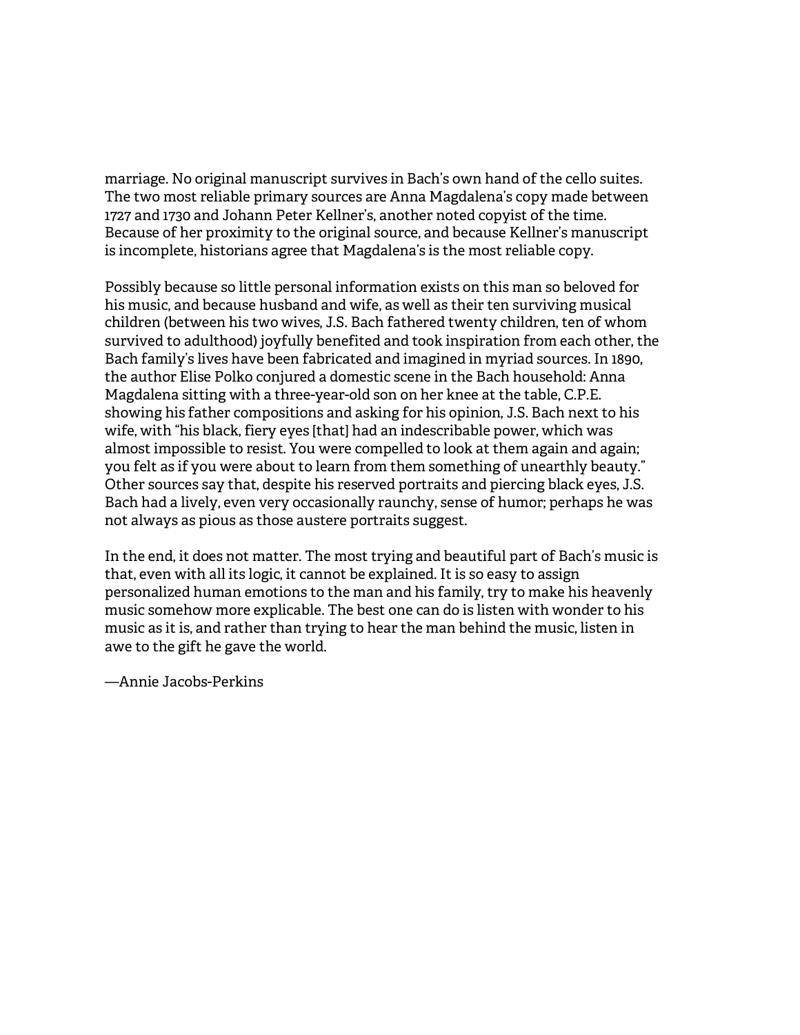marriage. No original manuscript survives in Bach's own hand of the cello suites. The two most reliable primary sources are Anna Magdalena's copy made between 1727 and 1730 and Johann Peter Kellner's, another noted copyist of the time. Because of her proximity to the original source, and because Kellner's manuscript is incomplete, historians agree that Magdalena's is the most reliable copy.

Possibly because so little personal information exists on this man so beloved for his music, and because husband and wife, as well as their ten surviving musical children (between his two wives, J.S. Bach fathered twenty children, ten of whom survived to adulthood) joyfully benefited and took inspiration from each other, the Bach family's lives have been fabricated and imagined in myriad sources. In 1890, the author Elise Polko conjured a domestic scene in the Bach household: Anna Magdalena sitting with a three-year-old son on her knee at the table, C.P.E. showing his father compositions and asking for his opinion, J.S. Bach next to his wife, with "his black, fiery eyes [that] had an indescribable power, which was almost impossible to resist. You were compelled to look at them again and again; you felt as if you were about to learn from them something of unearthly beauty." Other sources say that, despite his reserved portraits and piercing black eyes, J.S. Bach had a lively, even very occasionally raunchy, sense of humor; perhaps he was not always as pious as those austere portraits suggest.

In the end, it does not matter. The most trying and beautiful part of Bach's music is that, even with all its logic, it cannot be explained. It is so easy to assign personalized human emotions to the man and his family, try to make his heavenly music somehow more explicable. The best one can do is listen with wonder to his music as it is, and rather than trying to hear the man behind the music, listen in awe to the gift he gave the world.

—Annie Jacobs-Perkins